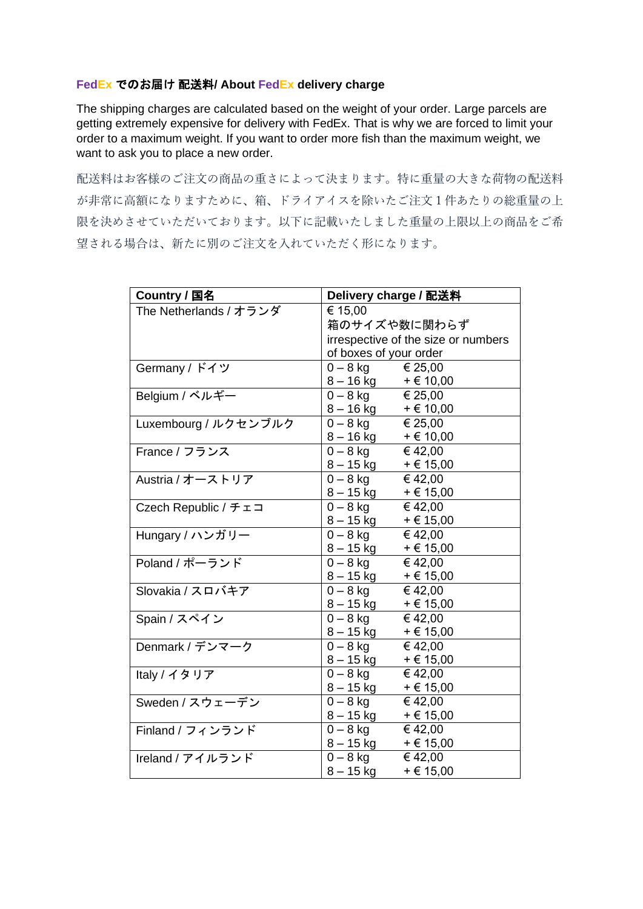### FedEx でのお届け 配送料/ About FedEx delivery charge

The shipping charges are calculated based on the weight of your order. Large parcels are getting extremely expensive for delivery with FedEx. That is why we are forced to limit your order to a maximum weight. If you want to order more fish than the maximum weight, we want to ask you to place a new order.

配送料はお客様のご注文の商品の重さによって決まります。特に重量の大きな荷物の配送料が非常に高額になりますために、箱、ドライアイスを除いたご注文１件あたりの総重量の上限を決めさせていただいております。以下に記載いたしました重量の上限以上の商品をご希望される場合は、新たに別のご注文を入れていただく形になります。

| Country / 国名 | Delivery charge / 配送料 |
|---|---|
| The Netherlands / オランダ | € 15,00<br>箱のサイズや数に関わらず<br>irrespective of the size or numbers of boxes of your order |
| Germany / ドイツ | 0 – 8 kg € 25,00<br>8 – 16 kg + € 10,00 |
| Belgium / ベルギー | 0 – 8 kg € 25,00<br>8 – 16 kg + € 10,00 |
| Luxembourg / ルクセンブルク | 0 – 8 kg € 25,00<br>8 – 16 kg + € 10,00 |
| France / フランス | 0 – 8 kg € 42,00<br>8 – 15 kg + € 15,00 |
| Austria / オーストリア | 0 – 8 kg € 42,00<br>8 – 15 kg + € 15,00 |
| Czech Republic / チェコ | 0 – 8 kg € 42,00<br>8 – 15 kg + € 15,00 |
| Hungary / ハンガリー | 0 – 8 kg € 42,00<br>8 – 15 kg + € 15,00 |
| Poland / ポーランド | 0 – 8 kg € 42,00<br>8 – 15 kg + € 15,00 |
| Slovakia / スロバキア | 0 – 8 kg € 42,00<br>8 – 15 kg + € 15,00 |
| Spain / スペイン | 0 – 8 kg € 42,00<br>8 – 15 kg + € 15,00 |
| Denmark / デンマーク | 0 – 8 kg € 42,00<br>8 – 15 kg + € 15,00 |
| Italy / イタリア | 0 – 8 kg € 42,00<br>8 – 15 kg + € 15,00 |
| Sweden / スウェーデン | 0 – 8 kg € 42,00<br>8 – 15 kg + € 15,00 |
| Finland / フィンランド | 0 – 8 kg € 42,00<br>8 – 15 kg + € 15,00 |
| Ireland / アイルランド | 0 – 8 kg € 42,00<br>8 – 15 kg + € 15,00 |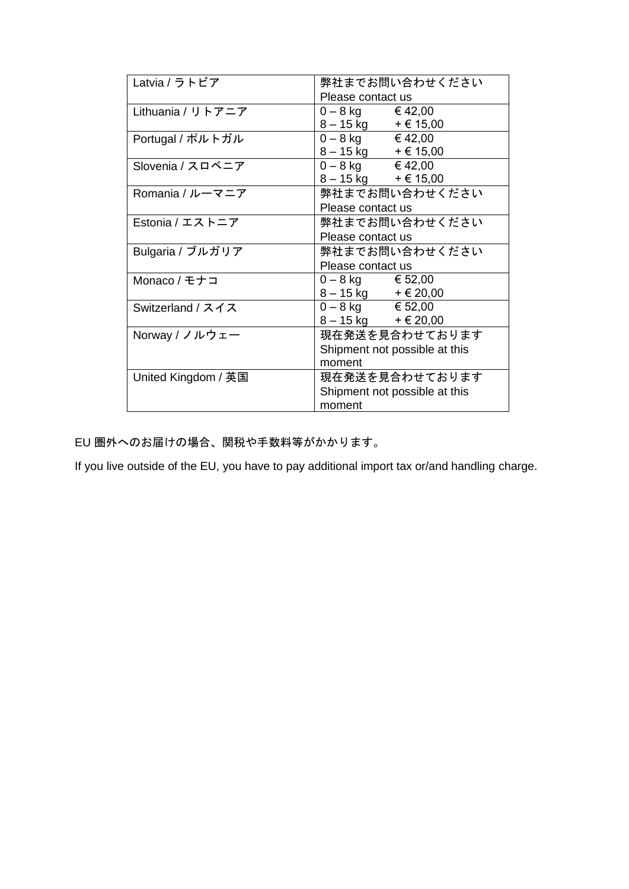| | |
|---|---|
| Latvia / ラトビア | 弊社までお問い合わせください<br>Please contact us |
| Lithuania / リトアニア | 0 – 8 kg € 42,00<br>8 – 15 kg + € 15,00 |
| Portugal / ポルトガル | 0 – 8 kg € 42,00<br>8 – 15 kg + € 15,00 |
| Slovenia / スロベニア | 0 – 8 kg € 42,00<br>8 – 15 kg + € 15,00 |
| Romania / ルーマニア | 弊社までお問い合わせください<br>Please contact us |
| Estonia / エストニア | 弊社までお問い合わせください<br>Please contact us |
| Bulgaria / ブルガリア | 弊社までお問い合わせください<br>Please contact us |
| Monaco / モナコ | 0 – 8 kg € 52,00<br>8 – 15 kg + € 20,00 |
| Switzerland / スイス | 0 – 8 kg € 52,00<br>8 – 15 kg + € 20,00 |
| Norway / ノルウェー | 現在発送を見合わせております<br>Shipment not possible at this moment |
| United Kingdom / 英国 | 現在発送を見合わせております<br>Shipment not possible at this moment |

EU 圏外へのお届けの場合、関税や手数料等がかかります。

If you live outside of the EU, you have to pay additional import tax or/and handling charge.